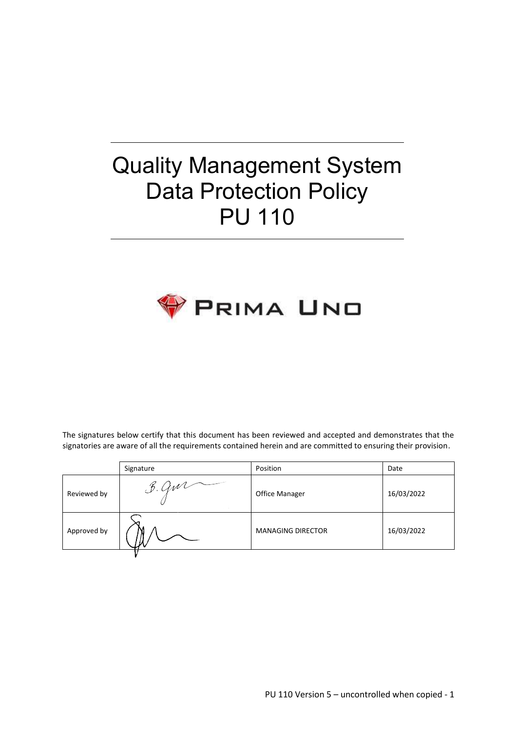# Quality Management System
# Data Protection Policy
# PU 110

PRIMA UNO

The signatures below certify that this document has been reviewed and accepted and demonstrates that the signatories are aware of all the requirements contained herein and are committed to ensuring their provision.

| | Signature | Position | Date |
|---|---|---|---|
| Reviewed by | B. Gur | Office Manager | 16/03/2022 |
| Approved by | | MANAGING DIRECTOR | 16/03/2022 |

PU 110 Version 5 – uncontrolled when copied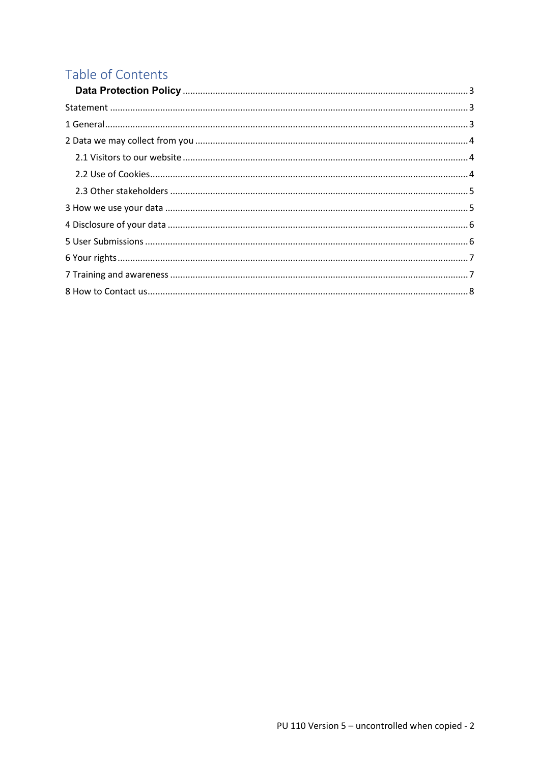# Table of Contents

**Data Protection Policy** .......... 3

Statement .......... 3

1 General .......... 3

2 Data we may collect from you .......... 4

- 2.1 Visitors to our website .......... 4
- 2.2 Use of Cookies .......... 4
- 2.3 Other stakeholders .......... 5

3 How we use your data .......... 5

4 Disclosure of your data .......... 6

5 User Submissions .......... 6

6 Your rights .......... 7

7 Training and awareness .......... 7

8 How to Contact us .......... 8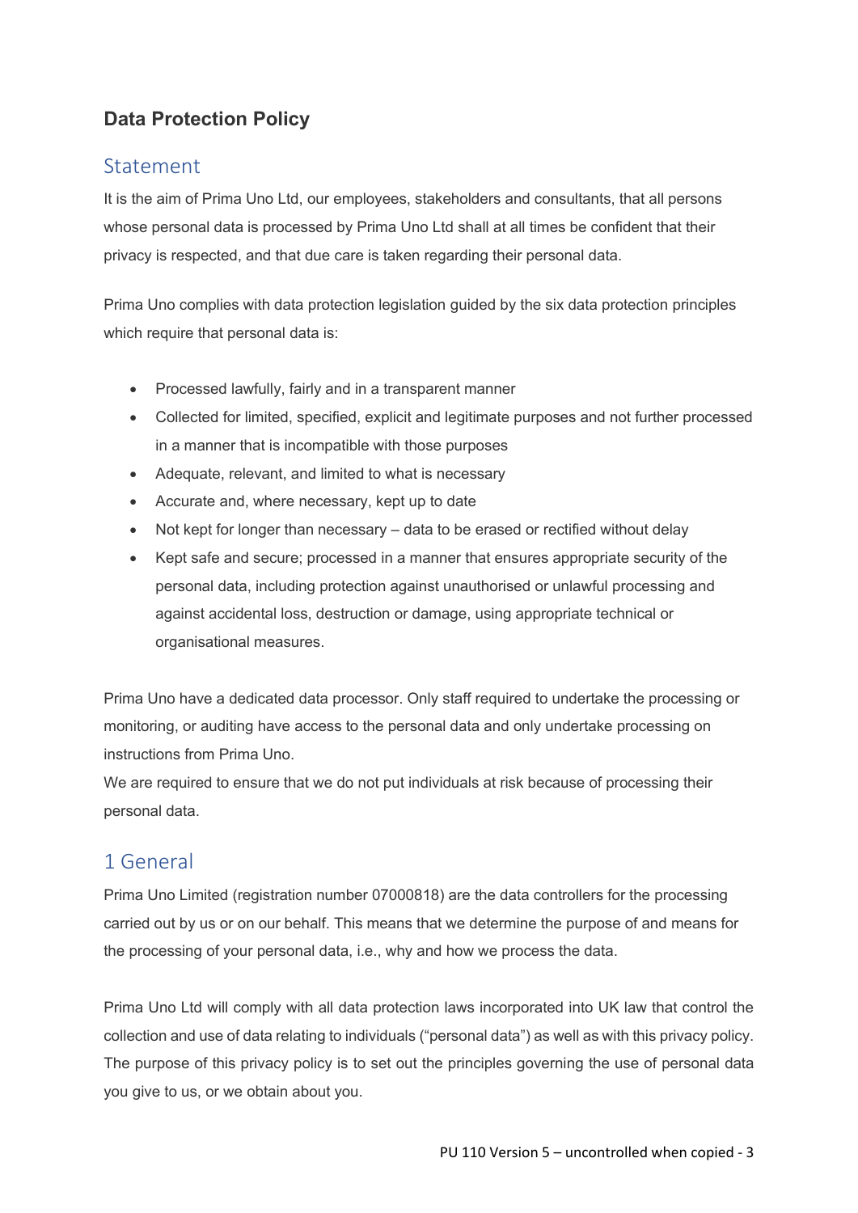## Data Protection Policy

### Statement

It is the aim of Prima Uno Ltd, our employees, stakeholders and consultants, that all persons whose personal data is processed by Prima Uno Ltd shall at all times be confident that their privacy is respected, and that due care is taken regarding their personal data.

Prima Uno complies with data protection legislation guided by the six data protection principles which require that personal data is:

- Processed lawfully, fairly and in a transparent manner
- Collected for limited, specified, explicit and legitimate purposes and not further processed in a manner that is incompatible with those purposes
- Adequate, relevant, and limited to what is necessary
- Accurate and, where necessary, kept up to date
- Not kept for longer than necessary – data to be erased or rectified without delay
- Kept safe and secure; processed in a manner that ensures appropriate security of the personal data, including protection against unauthorised or unlawful processing and against accidental loss, destruction or damage, using appropriate technical or organisational measures.

Prima Uno have a dedicated data processor. Only staff required to undertake the processing or monitoring, or auditing have access to the personal data and only undertake processing on instructions from Prima Uno.

We are required to ensure that we do not put individuals at risk because of processing their personal data.

### 1 General

Prima Uno Limited (registration number 07000818) are the data controllers for the processing carried out by us or on our behalf. This means that we determine the purpose of and means for the processing of your personal data, i.e., why and how we process the data.

Prima Uno Ltd will comply with all data protection laws incorporated into UK law that control the collection and use of data relating to individuals ("personal data") as well as with this privacy policy. The purpose of this privacy policy is to set out the principles governing the use of personal data you give to us, or we obtain about you.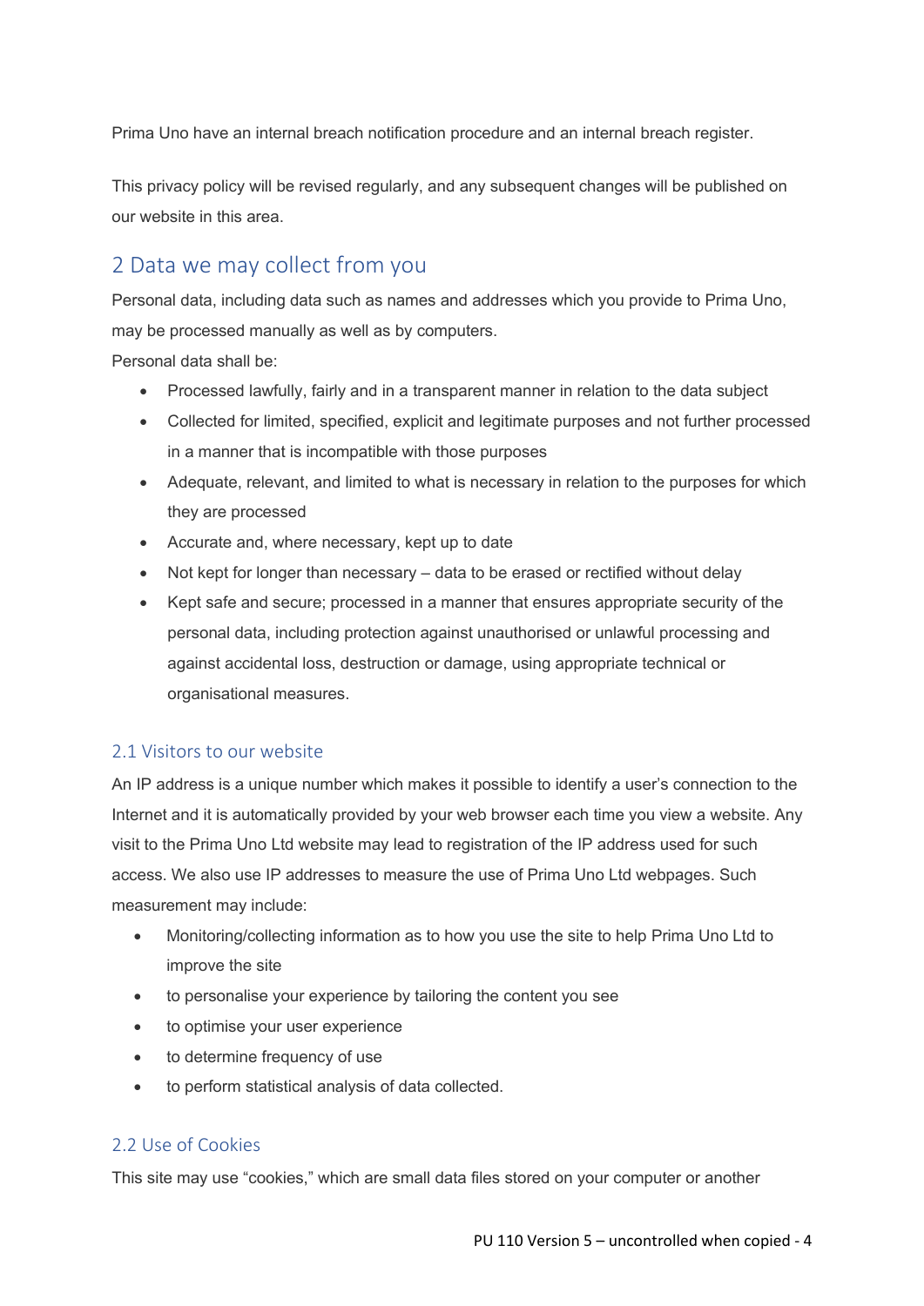Prima Uno have an internal breach notification procedure and an internal breach register.

This privacy policy will be revised regularly, and any subsequent changes will be published on our website in this area.

## 2 Data we may collect from you

Personal data, including data such as names and addresses which you provide to Prima Uno, may be processed manually as well as by computers.

Personal data shall be:

- Processed lawfully, fairly and in a transparent manner in relation to the data subject
- Collected for limited, specified, explicit and legitimate purposes and not further processed in a manner that is incompatible with those purposes
- Adequate, relevant, and limited to what is necessary in relation to the purposes for which they are processed
- Accurate and, where necessary, kept up to date
- Not kept for longer than necessary – data to be erased or rectified without delay
- Kept safe and secure; processed in a manner that ensures appropriate security of the personal data, including protection against unauthorised or unlawful processing and against accidental loss, destruction or damage, using appropriate technical or organisational measures.

### 2.1 Visitors to our website

An IP address is a unique number which makes it possible to identify a user's connection to the Internet and it is automatically provided by your web browser each time you view a website. Any visit to the Prima Uno Ltd website may lead to registration of the IP address used for such access. We also use IP addresses to measure the use of Prima Uno Ltd webpages. Such measurement may include:

- Monitoring/collecting information as to how you use the site to help Prima Uno Ltd to improve the site
- to personalise your experience by tailoring the content you see
- to optimise your user experience
- to determine frequency of use
- to perform statistical analysis of data collected.

### 2.2 Use of Cookies

This site may use "cookies," which are small data files stored on your computer or another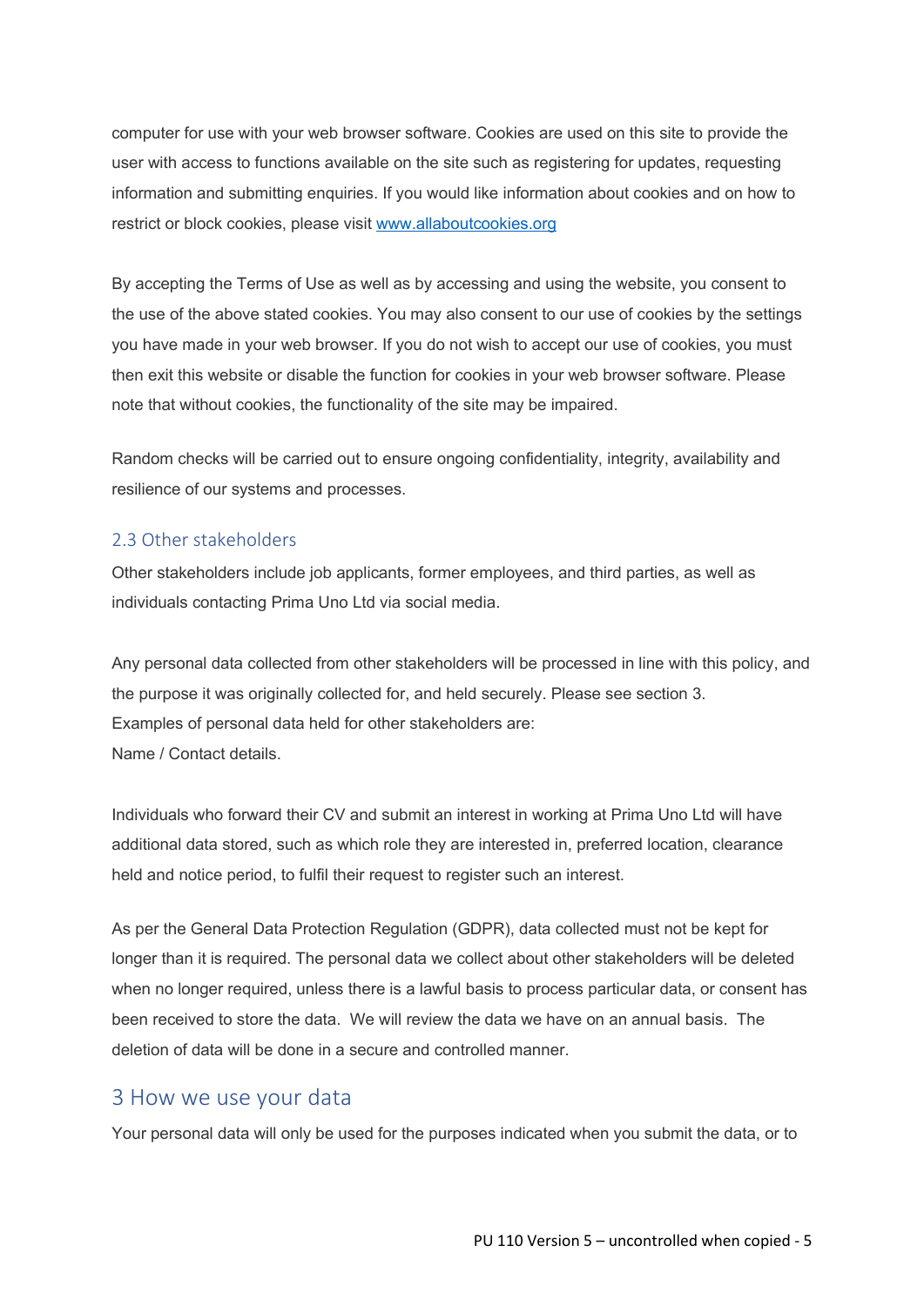computer for use with your web browser software. Cookies are used on this site to provide the user with access to functions available on the site such as registering for updates, requesting information and submitting enquiries. If you would like information about cookies and on how to restrict or block cookies, please visit [www.allaboutcookies.org](http://www.allaboutcookies.org)

By accepting the Terms of Use as well as by accessing and using the website, you consent to the use of the above stated cookies. You may also consent to our use of cookies by the settings you have made in your web browser. If you do not wish to accept our use of cookies, you must then exit this website or disable the function for cookies in your web browser software. Please note that without cookies, the functionality of the site may be impaired.

Random checks will be carried out to ensure ongoing confidentiality, integrity, availability and resilience of our systems and processes.

### 2.3 Other stakeholders

Other stakeholders include job applicants, former employees, and third parties, as well as individuals contacting Prima Uno Ltd via social media.

Any personal data collected from other stakeholders will be processed in line with this policy, and the purpose it was originally collected for, and held securely. Please see section 3.
Examples of personal data held for other stakeholders are:
Name / Contact details.

Individuals who forward their CV and submit an interest in working at Prima Uno Ltd will have additional data stored, such as which role they are interested in, preferred location, clearance held and notice period, to fulfil their request to register such an interest.

As per the General Data Protection Regulation (GDPR), data collected must not be kept for longer than it is required. The personal data we collect about other stakeholders will be deleted when no longer required, unless there is a lawful basis to process particular data, or consent has been received to store the data. We will review the data we have on an annual basis. The deletion of data will be done in a secure and controlled manner.

## 3 How we use your data

Your personal data will only be used for the purposes indicated when you submit the data, or to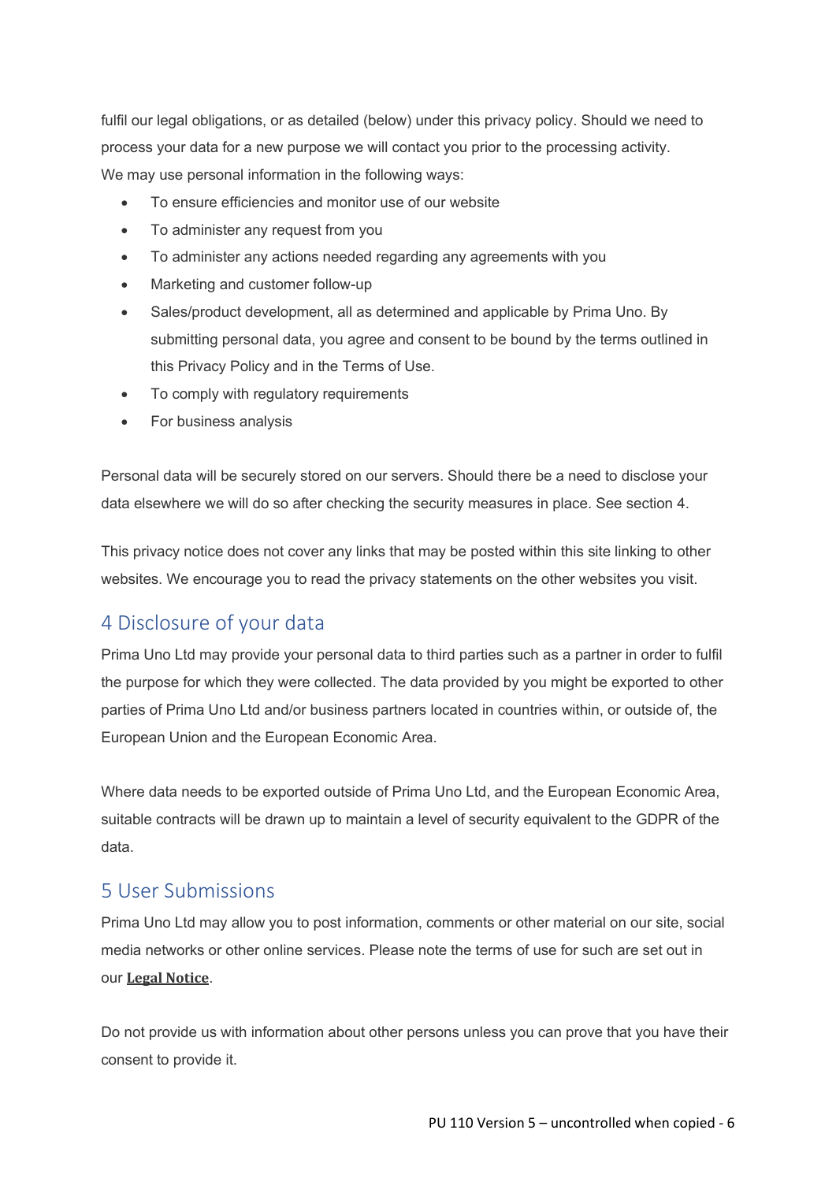fulfil our legal obligations, or as detailed (below) under this privacy policy. Should we need to process your data for a new purpose we will contact you prior to the processing activity.
We may use personal information in the following ways:

- To ensure efficiencies and monitor use of our website
- To administer any request from you
- To administer any actions needed regarding any agreements with you
- Marketing and customer follow-up
- Sales/product development, all as determined and applicable by Prima Uno. By submitting personal data, you agree and consent to be bound by the terms outlined in this Privacy Policy and in the Terms of Use.
- To comply with regulatory requirements
- For business analysis

Personal data will be securely stored on our servers. Should there be a need to disclose your data elsewhere we will do so after checking the security measures in place. See section 4.

This privacy notice does not cover any links that may be posted within this site linking to other websites. We encourage you to read the privacy statements on the other websites you visit.

## 4 Disclosure of your data

Prima Uno Ltd may provide your personal data to third parties such as a partner in order to fulfil the purpose for which they were collected. The data provided by you might be exported to other parties of Prima Uno Ltd and/or business partners located in countries within, or outside of, the European Union and the European Economic Area.

Where data needs to be exported outside of Prima Uno Ltd, and the European Economic Area, suitable contracts will be drawn up to maintain a level of security equivalent to the GDPR of the data.

## 5 User Submissions

Prima Uno Ltd may allow you to post information, comments or other material on our site, social media networks or other online services. Please note the terms of use for such are set out in our **Legal Notice**.

Do not provide us with information about other persons unless you can prove that you have their consent to provide it.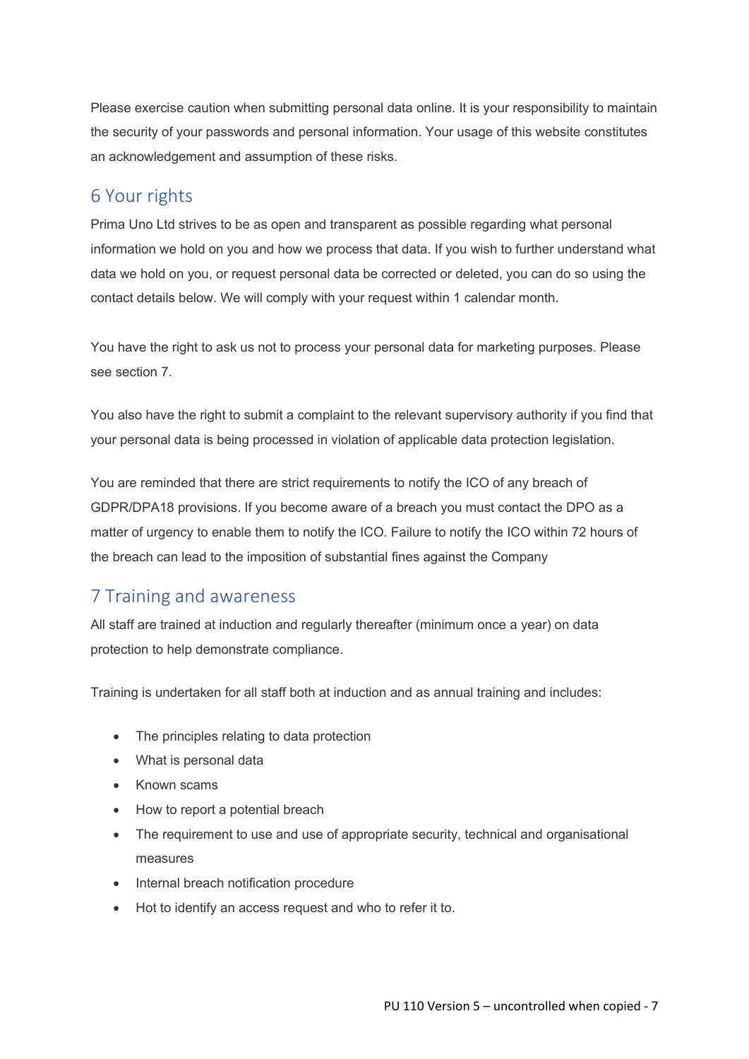Please exercise caution when submitting personal data online. It is your responsibility to maintain the security of your passwords and personal information. Your usage of this website constitutes an acknowledgement and assumption of these risks.

## 6 Your rights

Prima Uno Ltd strives to be as open and transparent as possible regarding what personal information we hold on you and how we process that data. If you wish to further understand what data we hold on you, or request personal data be corrected or deleted, you can do so using the contact details below. We will comply with your request within 1 calendar month.

You have the right to ask us not to process your personal data for marketing purposes. Please see section 7.

You also have the right to submit a complaint to the relevant supervisory authority if you find that your personal data is being processed in violation of applicable data protection legislation.

You are reminded that there are strict requirements to notify the ICO of any breach of GDPR/DPA18 provisions. If you become aware of a breach you must contact the DPO as a matter of urgency to enable them to notify the ICO. Failure to notify the ICO within 72 hours of the breach can lead to the imposition of substantial fines against the Company

## 7 Training and awareness

All staff are trained at induction and regularly thereafter (minimum once a year) on data protection to help demonstrate compliance.

Training is undertaken for all staff both at induction and as annual training and includes:

- The principles relating to data protection
- What is personal data
- Known scams
- How to report a potential breach
- The requirement to use and use of appropriate security, technical and organisational measures
- Internal breach notification procedure
- Hot to identify an access request and who to refer it to.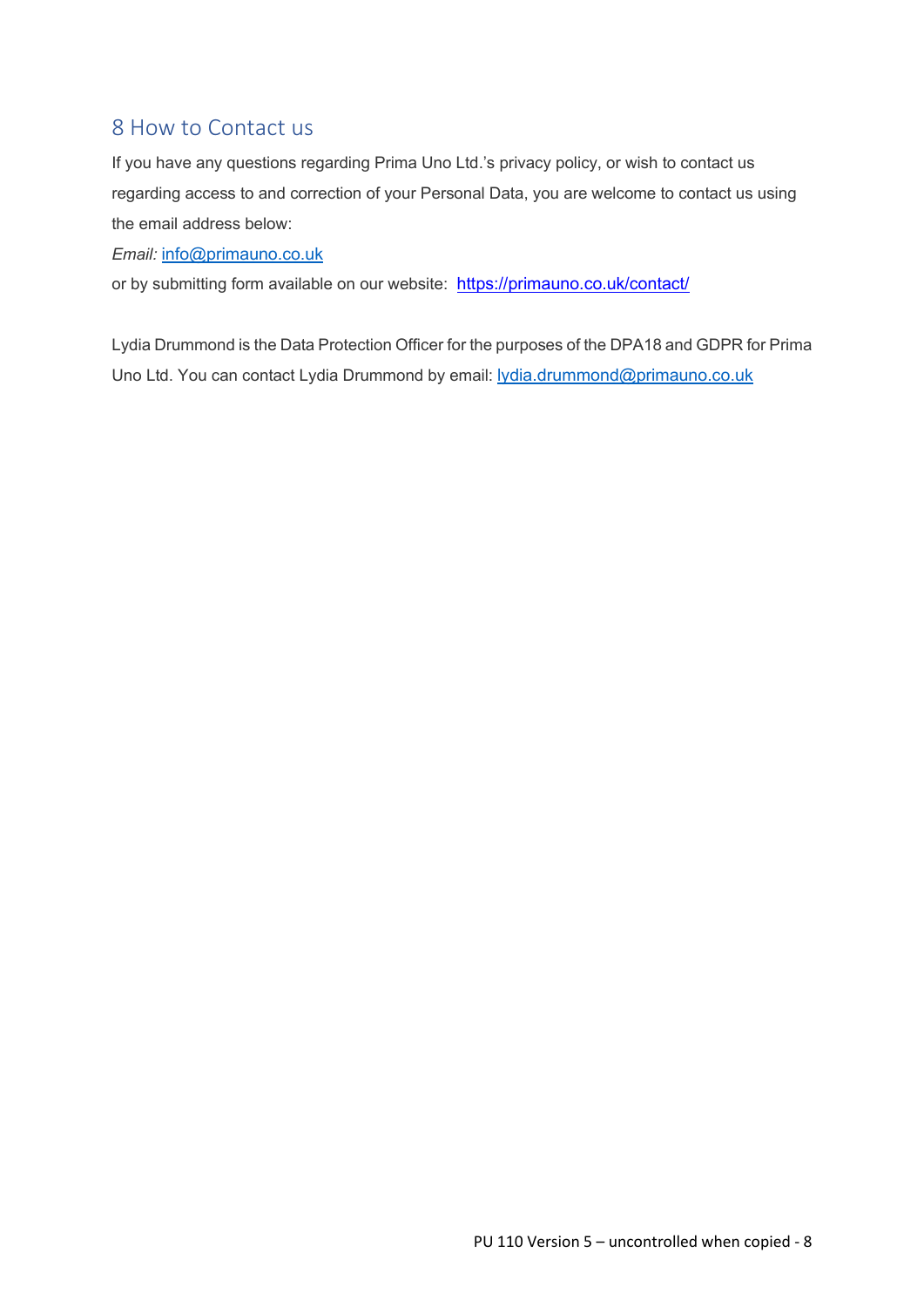## 8 How to Contact us

If you have any questions regarding Prima Uno Ltd.'s privacy policy, or wish to contact us regarding access to and correction of your Personal Data, you are welcome to contact us using the email address below:

*Email:* info@primauno.co.uk

or by submitting form available on our website: https://primauno.co.uk/contact/

Lydia Drummond is the Data Protection Officer for the purposes of the DPA18 and GDPR for Prima Uno Ltd. You can contact Lydia Drummond by email: lydia.drummond@primauno.co.uk